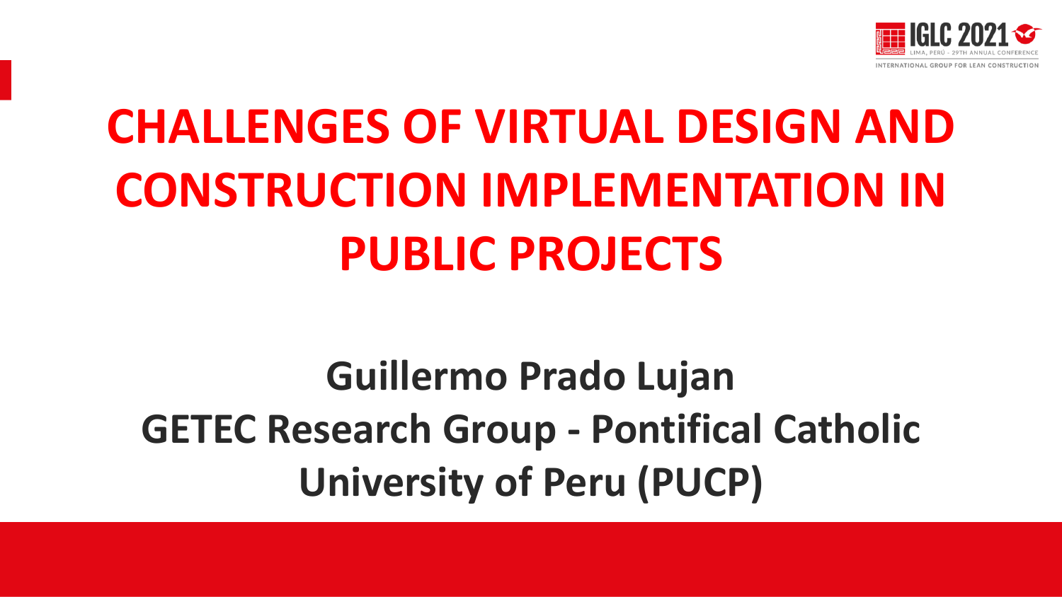# CHALLENGES OF VIRTUAL DESIGN AND CONSTRUCTION IMPLEMENTATION IN PUBLIC PROJECTS

**Guillermo Prado Lujan**

**GETEC Research Group - Pontifical Catholic University of Peru (PUCP)**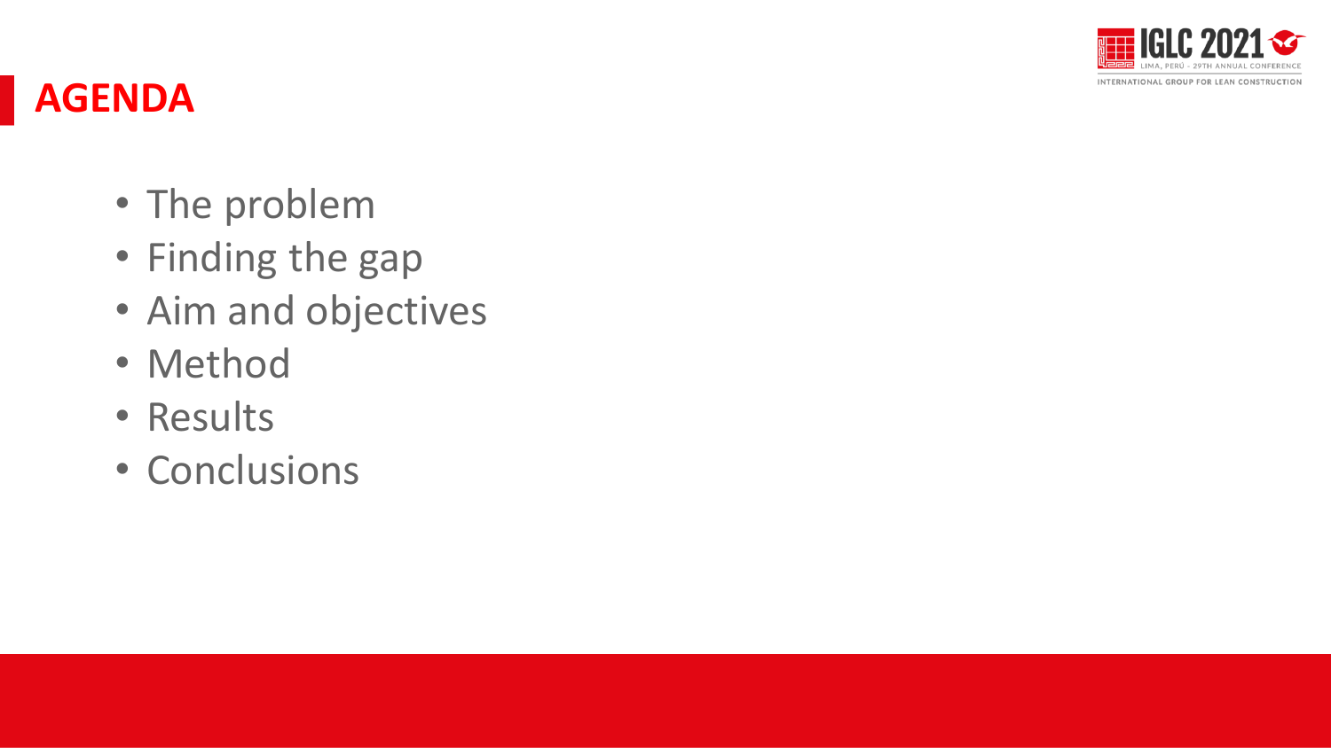# AGENDA

- The problem
- Finding the gap
- Aim and objectives
- Method
- Results
- Conclusions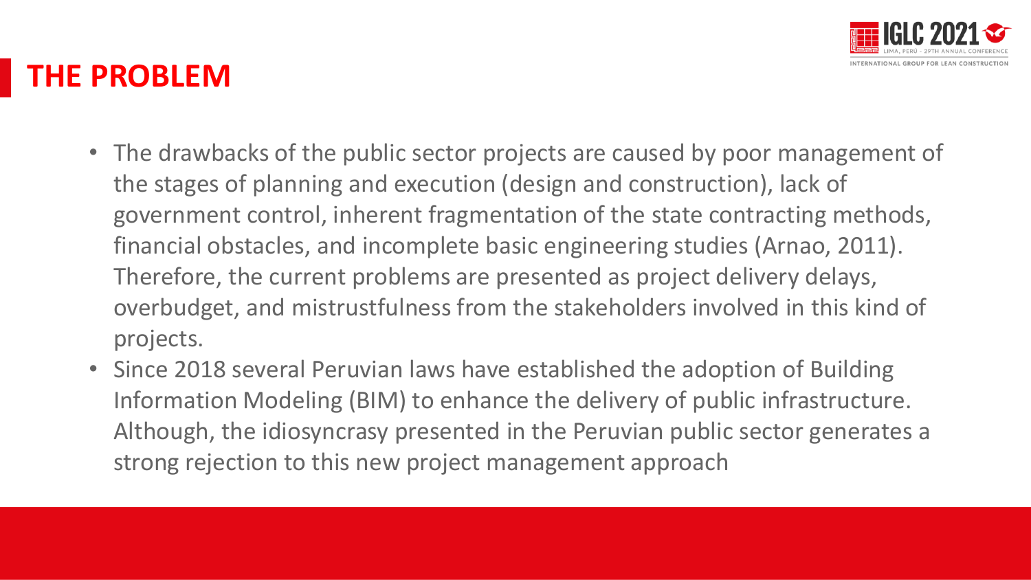# THE PROBLEM

- The drawbacks of the public sector projects are caused by poor management of the stages of planning and execution (design and construction), lack of government control, inherent fragmentation of the state contracting methods, financial obstacles, and incomplete basic engineering studies (Arnao, 2011). Therefore, the current problems are presented as project delivery delays, overbudget, and mistrustfulness from the stakeholders involved in this kind of projects.
- Since 2018 several Peruvian laws have established the adoption of Building Information Modeling (BIM) to enhance the delivery of public infrastructure. Although, the idiosyncrasy presented in the Peruvian public sector generates a strong rejection to this new project management approach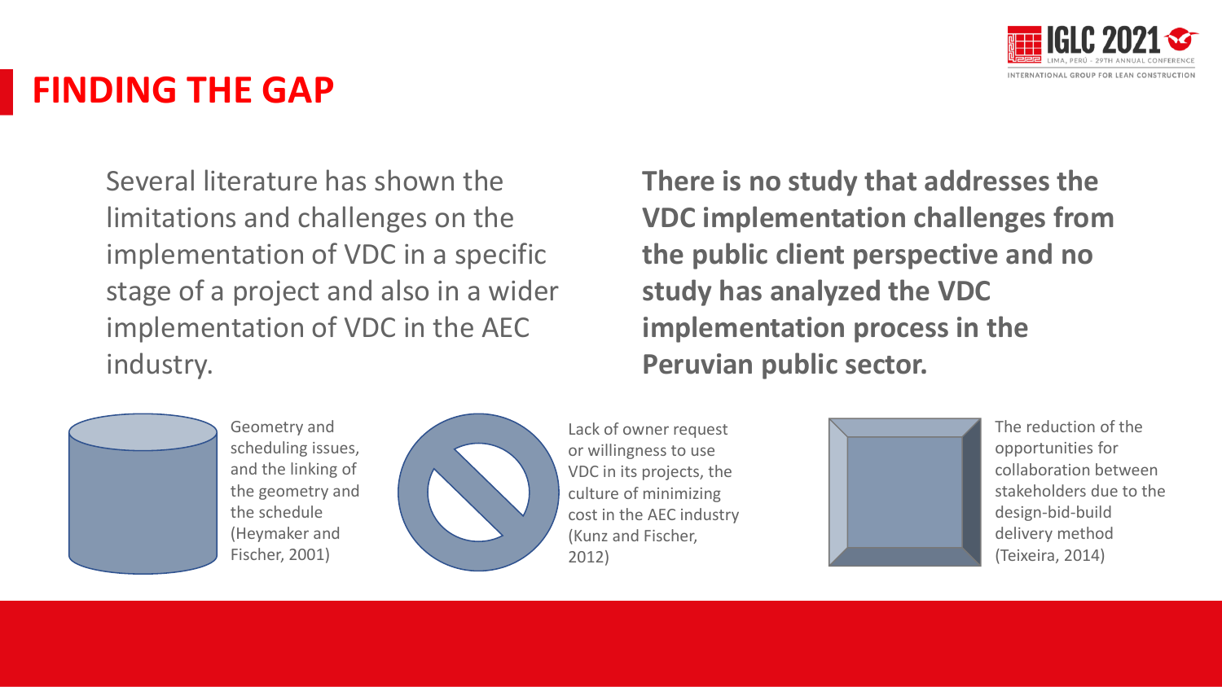# FINDING THE GAP

Several literature has shown the limitations and challenges on the implementation of VDC in a specific stage of a project and also in a wider implementation of VDC in the AEC industry.

**There is no study that addresses the VDC implementation challenges from the public client perspective and no study has analyzed the VDC implementation process in the Peruvian public sector.**

- Geometry and scheduling issues, and the linking of the geometry and the schedule (Heymaker and Fischer, 2001)
- Lack of owner request or willingness to use VDC in its projects, the culture of minimizing cost in the AEC industry (Kunz and Fischer, 2012)
- The reduction of the opportunities for collaboration between stakeholders due to the design-bid-build delivery method (Teixeira, 2014)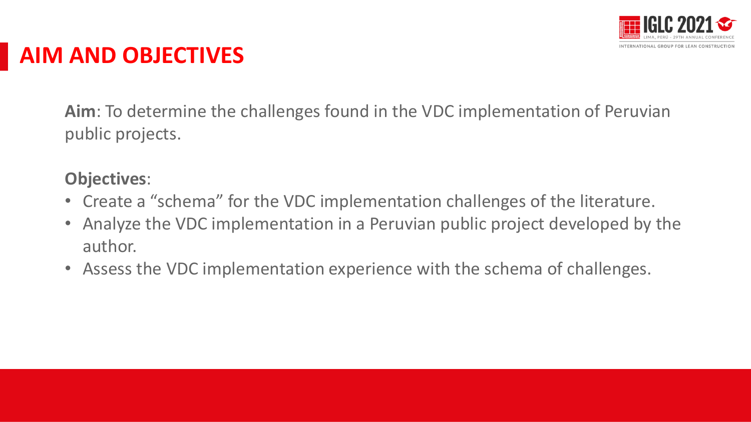# AIM AND OBJECTIVES

**Aim**: To determine the challenges found in the VDC implementation of Peruvian public projects.

**Objectives**:

- Create a “schema” for the VDC implementation challenges of the literature.
- Analyze the VDC implementation in a Peruvian public project developed by the author.
- Assess the VDC implementation experience with the schema of challenges.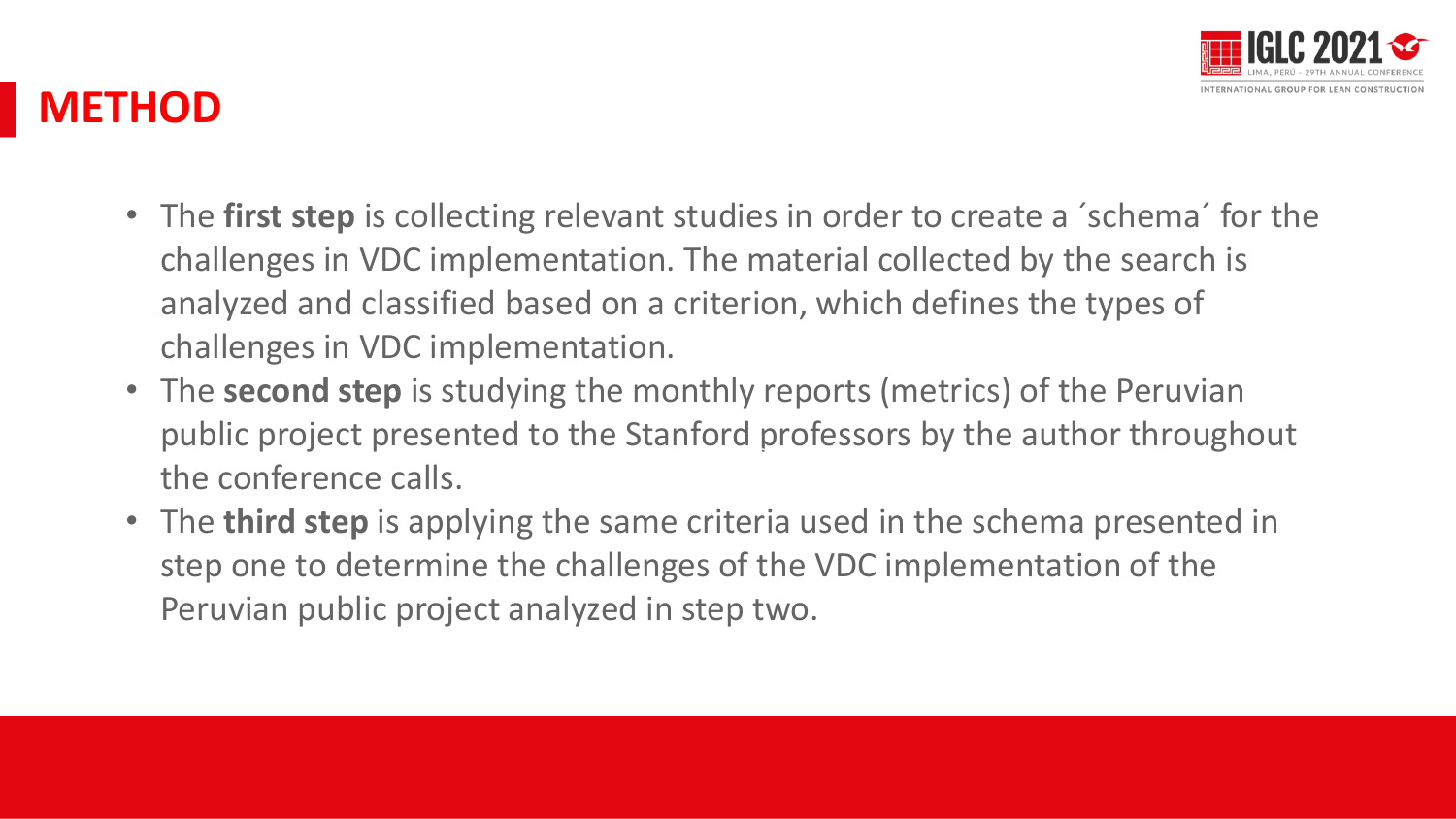# METHOD

- The **first step** is collecting relevant studies in order to create a ´schema´ for the challenges in VDC implementation. The material collected by the search is analyzed and classified based on a criterion, which defines the types of challenges in VDC implementation.
- The **second step** is studying the monthly reports (metrics) of the Peruvian public project presented to the Stanford professors by the author throughout the conference calls.
- The **third step** is applying the same criteria used in the schema presented in step one to determine the challenges of the VDC implementation of the Peruvian public project analyzed in step two.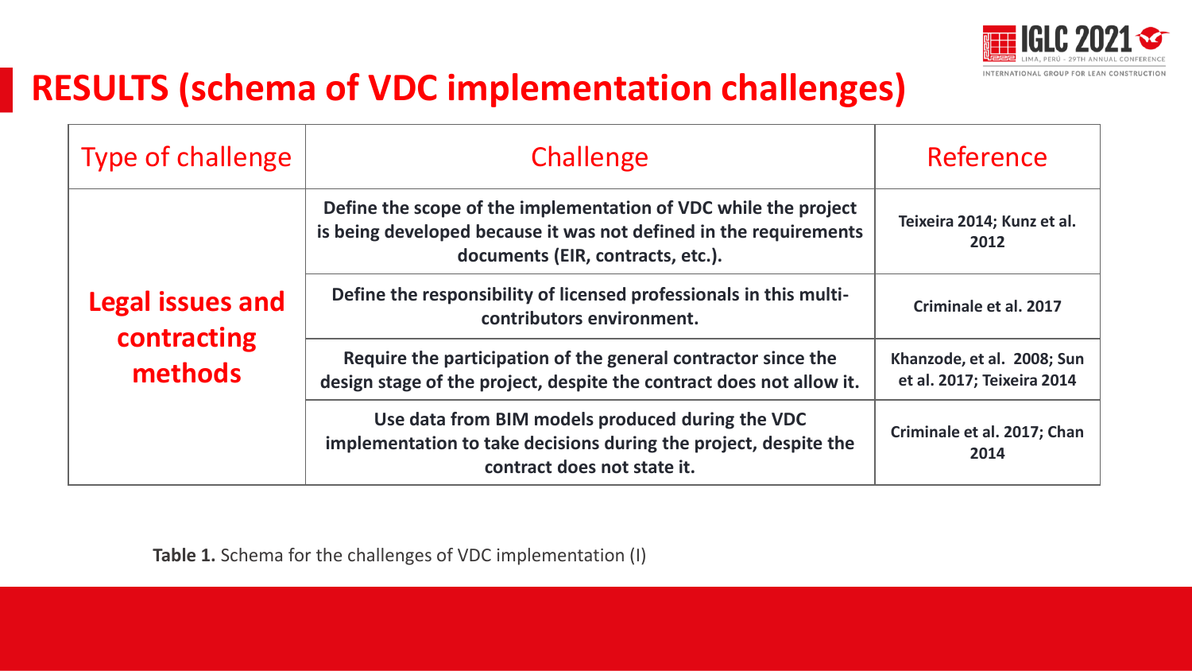# RESULTS (schema of VDC implementation challenges)

| Type of challenge | Challenge | Reference |
| --- | --- | --- |
| **Legal issues and contracting methods** | **Define the scope of the implementation of VDC while the project is being developed because it was not defined in the requirements documents (EIR, contracts, etc.).** | **Teixeira 2014; Kunz et al. 2012** |
| | **Define the responsibility of licensed professionals in this multi-contributors environment.** | **Criminale et al. 2017** |
| | **Require the participation of the general contractor since the design stage of the project, despite the contract does not allow it.** | **Khanzode, et al. 2008; Sun et al. 2017; Teixeira 2014** |
| | **Use data from BIM models produced during the VDC implementation to take decisions during the project, despite the contract does not state it.** | **Criminale et al. 2017; Chan 2014** |

**Table 1.** Schema for the challenges of VDC implementation (I)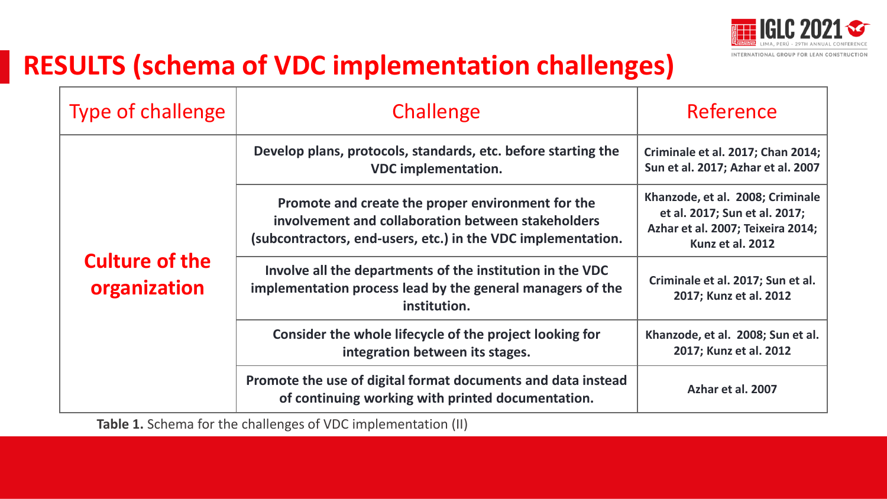# RESULTS (schema of VDC implementation challenges)

| Type of challenge | Challenge | Reference |
|---|---|---|
| Culture of the organization | Develop plans, protocols, standards, etc. before starting the VDC implementation. | Criminale et al. 2017; Chan 2014; Sun et al. 2017; Azhar et al. 2007 |
| | Promote and create the proper environment for the involvement and collaboration between stakeholders (subcontractors, end-users, etc.) in the VDC implementation. | Khanzode, et al. 2008; Criminale et al. 2017; Sun et al. 2017; Azhar et al. 2007; Teixeira 2014; Kunz et al. 2012 |
| | Involve all the departments of the institution in the VDC implementation process lead by the general managers of the institution. | Criminale et al. 2017; Sun et al. 2017; Kunz et al. 2012 |
| | Consider the whole lifecycle of the project looking for integration between its stages. | Khanzode, et al. 2008; Sun et al. 2017; Kunz et al. 2012 |
| | Promote the use of digital format documents and data instead of continuing working with printed documentation. | Azhar et al. 2007 |

**Table 1.** Schema for the challenges of VDC implementation (II)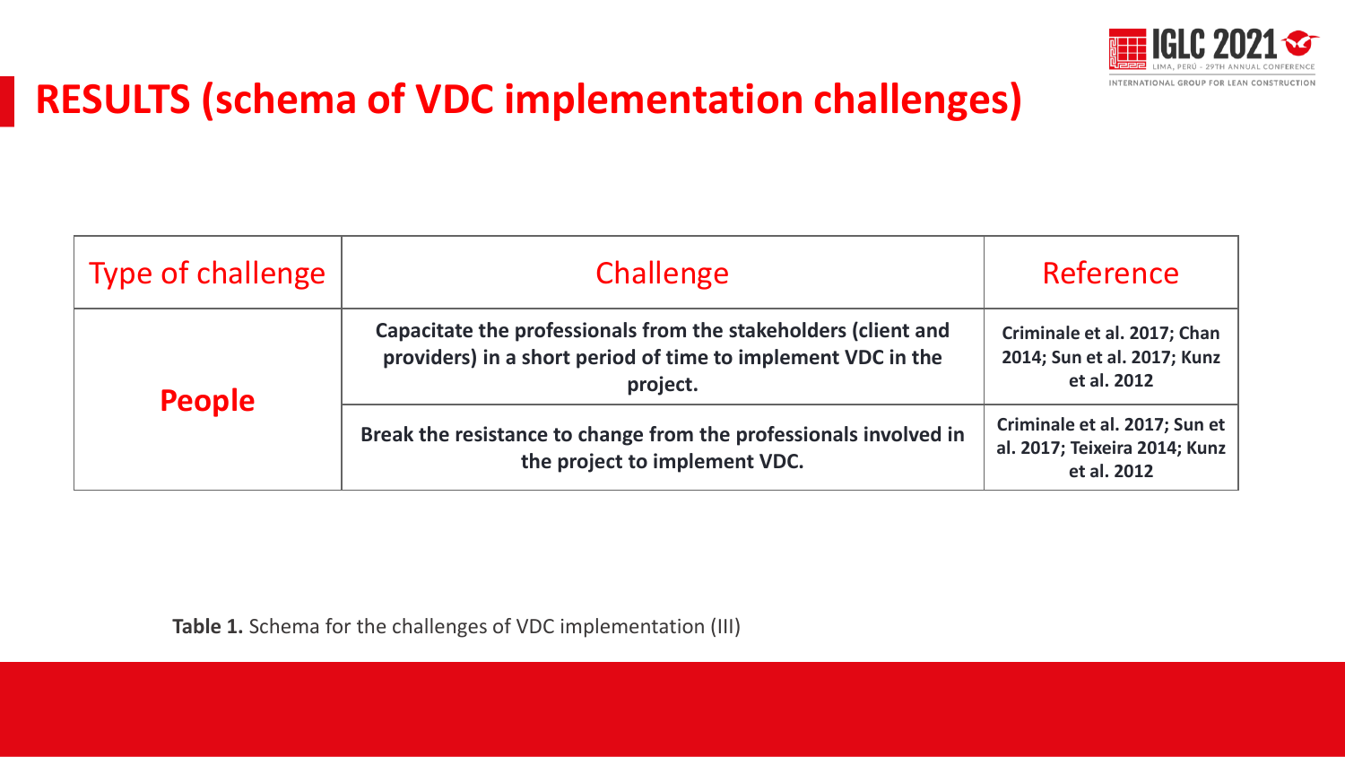# RESULTS (schema of VDC implementation challenges)

| Type of challenge | Challenge | Reference |
| --- | --- | --- |
| **People** | **Capacitate the professionals from the stakeholders (client and providers) in a short period of time to implement VDC in the project.** | **Criminale et al. 2017; Chan 2014; Sun et al. 2017; Kunz et al. 2012** |
| | **Break the resistance to change from the professionals involved in the project to implement VDC.** | **Criminale et al. 2017; Sun et al. 2017; Teixeira 2014; Kunz et al. 2012** |

**Table 1.** Schema for the challenges of VDC implementation (III)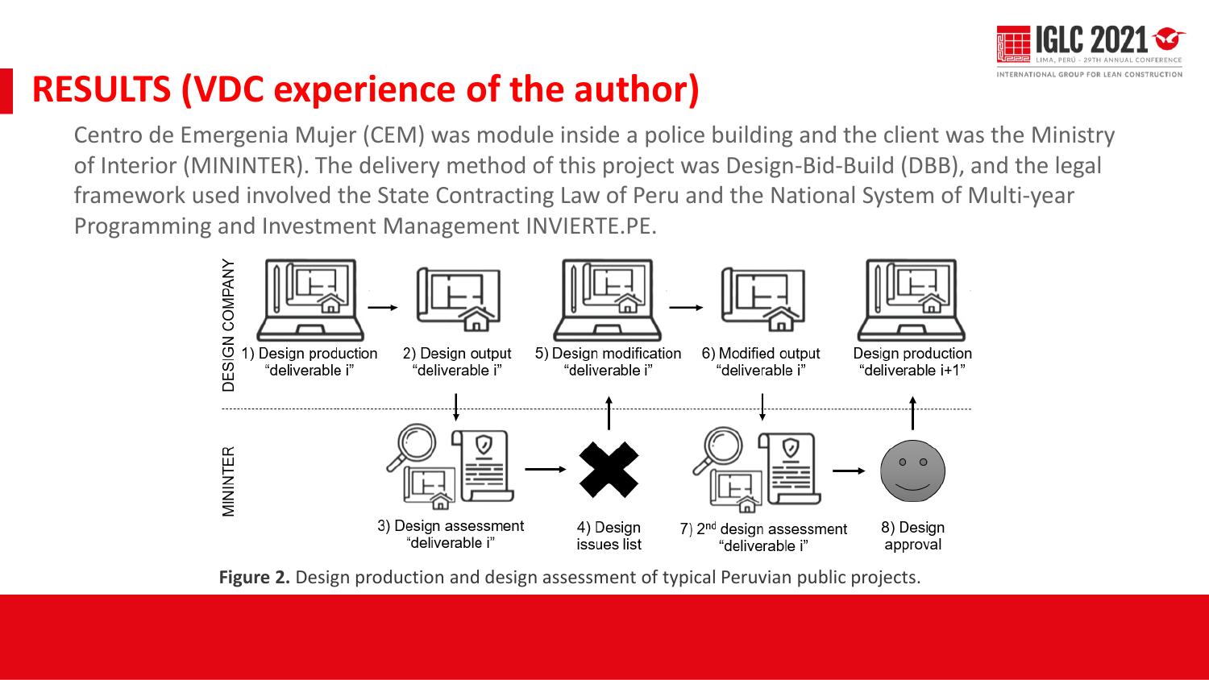# RESULTS (VDC experience of the author)

Centro de Emergenia Mujer (CEM) was module inside a police building and the client was the Ministry of Interior (MININTER). The delivery method of this project was Design-Bid-Build (DBB), and the legal framework used involved the State Contracting Law of Peru and the National System of Multi-year Programming and Investment Management INVIERTE.PE.

DESIGN COMPANY

1) Design production "deliverable i" → 2) Design output "deliverable i" → 5) Design modification "deliverable i" → 6) Modified output "deliverable i" → Design production "deliverable i+1"

MININTER

3) Design assessment "deliverable i" → 4) Design issues list → 7) 2nd design assessment "deliverable i" → 8) Design approval

**Figure 2.** Design production and design assessment of typical Peruvian public projects.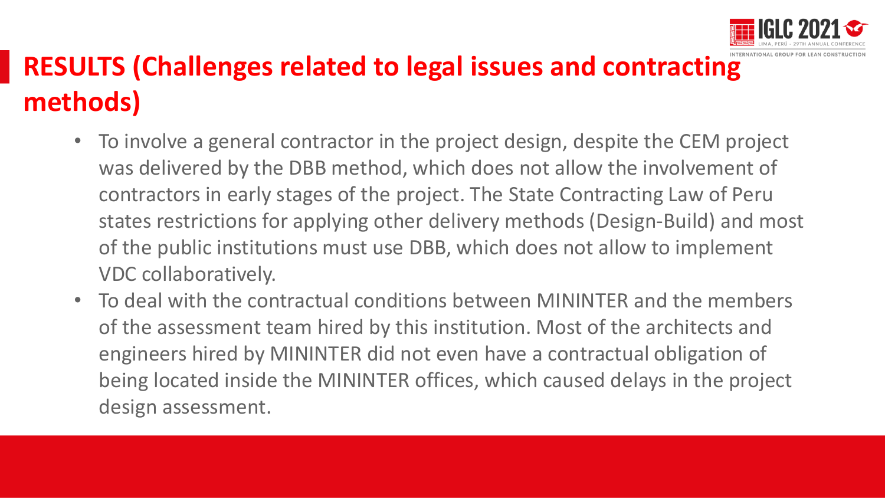# RESULTS (Challenges related to legal issues and contracting methods)

- To involve a general contractor in the project design, despite the CEM project was delivered by the DBB method, which does not allow the involvement of contractors in early stages of the project. The State Contracting Law of Peru states restrictions for applying other delivery methods (Design-Build) and most of the public institutions must use DBB, which does not allow to implement VDC collaboratively.
- To deal with the contractual conditions between MININTER and the members of the assessment team hired by this institution. Most of the architects and engineers hired by MININTER did not even have a contractual obligation of being located inside the MININTER offices, which caused delays in the project design assessment.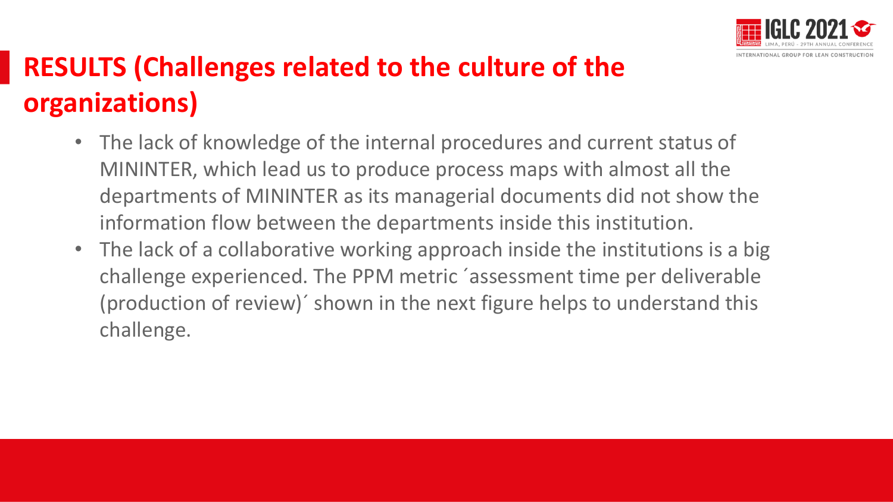# RESULTS (Challenges related to the culture of the organizations)

- The lack of knowledge of the internal procedures and current status of MININTER, which lead us to produce process maps with almost all the departments of MININTER as its managerial documents did not show the information flow between the departments inside this institution.
- The lack of a collaborative working approach inside the institutions is a big challenge experienced. The PPM metric ´assessment time per deliverable (production of review)´ shown in the next figure helps to understand this challenge.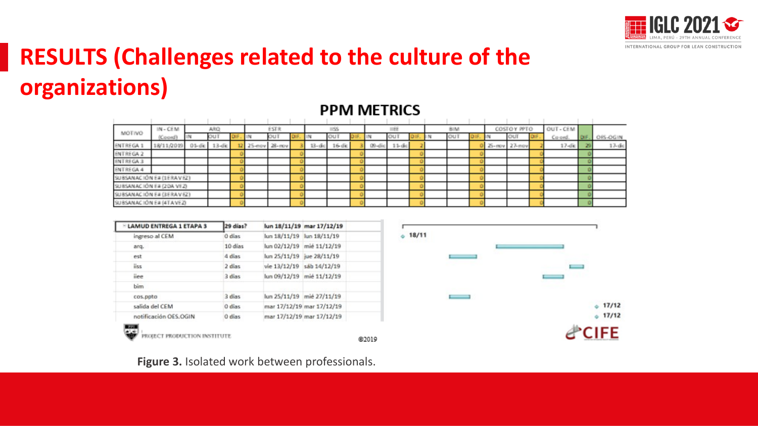# RESULTS (Challenges related to the culture of the organizations)

## PPM METRICS

| MOTIVO | IN - CEM (Coord) | ARQ | | | ESTR | | | IISS | | | IIEE | | | BIM | | | COSTOY PPTO | | | OUT - CEM Co ord. | DIF. | OES-OGIN |
|---|---|---|---|---|---|---|---|---|---|---|---|---|---|---|---|---|---|---|---|---|---|---|
| | | IN | OUT | DIF. | IN | OUT | DIF. | IN | OUT | DIF. | IN | OUT | DIF. | IN | OUT | DIF. | IN | OUT | DIF. | | | |
| ENTREGA 1 | 18/11/2019 | 01-dic | 13-dic | 12 | 25-nov | 28-nov | 3 | 13-dic | 16-dic | 3 | 09-dic | 11-dic | 2 | | | 0 | 25-nov | 27-nov | 2 | 17-dic | 29 | 17-dic |
| ENTREGA 2 | | | | 0 | | | 0 | | | 0 | | | 0 | | | 0 | | | 0 | | 0 | |
| ENTREGA 3 | | | | 0 | | | 0 | | | 0 | | | 0 | | | 0 | | | 0 | | 0 | |
| ENTREGA 4 | | | | 0 | | | 0 | | | 0 | | | 0 | | | 0 | | | 0 | | 0 | |
| SUBSANACIÓN E# (1ERA VEZ) | | | | 0 | | | 0 | | | 0 | | | 0 | | | 0 | | | 0 | | 0 | |
| SUBSANACIÓN E# (2DA VEZ) | | | | 0 | | | 0 | | | 0 | | | 0 | | | 0 | | | 0 | | 0 | |
| SUBSANACIÓN E# (3ERA VEZ) | | | | 0 | | | 0 | | | 0 | | | 0 | | | 0 | | | 0 | | 0 | |
| SUBSANACIÓN E# (4TA VEZ) | | | | 0 | | | 0 | | | 0 | | | 0 | | | 0 | | | 0 | | 0 | |

| LAMUD ENTREGA 1 ETAPA 3 | 29 días? | lun 18/11/19 | mar 17/12/19 |
|---|---|---|---|
| ingreso al CEM | 0 días | lun 18/11/19 | lun 18/11/19 |
| arq. | 10 días | lun 02/12/19 | mié 11/12/19 |
| est | 4 días | lun 25/11/19 | jue 28/11/19 |
| iiss | 2 días | vie 13/12/19 | sáb 14/12/19 |
| iiee | 3 días | lun 09/12/19 | mié 11/12/19 |
| bim | | | |
| cos.ppto | 3 días | lun 25/11/19 | mié 27/11/19 |
| salida del CEM | 0 días | mar 17/12/19 | mar 17/12/19 |
| notificación OES.OGIN | 0 días | mar 17/12/19 | mar 17/12/19 |

18/11

17/12

17/12

PROJECT PRODUCTION INSTITUTE ©2019

CIFE

**Figure 3.** Isolated work between professionals.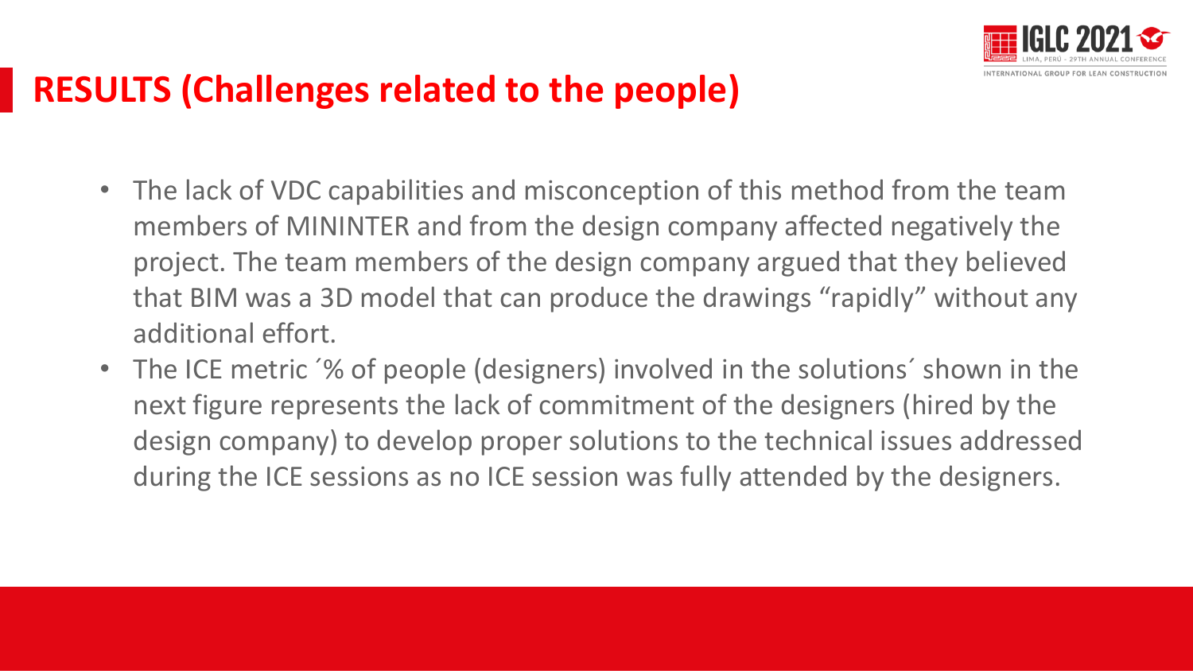# RESULTS (Challenges related to the people)

- The lack of VDC capabilities and misconception of this method from the team members of MININTER and from the design company affected negatively the project. The team members of the design company argued that they believed that BIM was a 3D model that can produce the drawings “rapidly” without any additional effort.
- The ICE metric ´% of people (designers) involved in the solutions´ shown in the next figure represents the lack of commitment of the designers (hired by the design company) to develop proper solutions to the technical issues addressed during the ICE sessions as no ICE session was fully attended by the designers.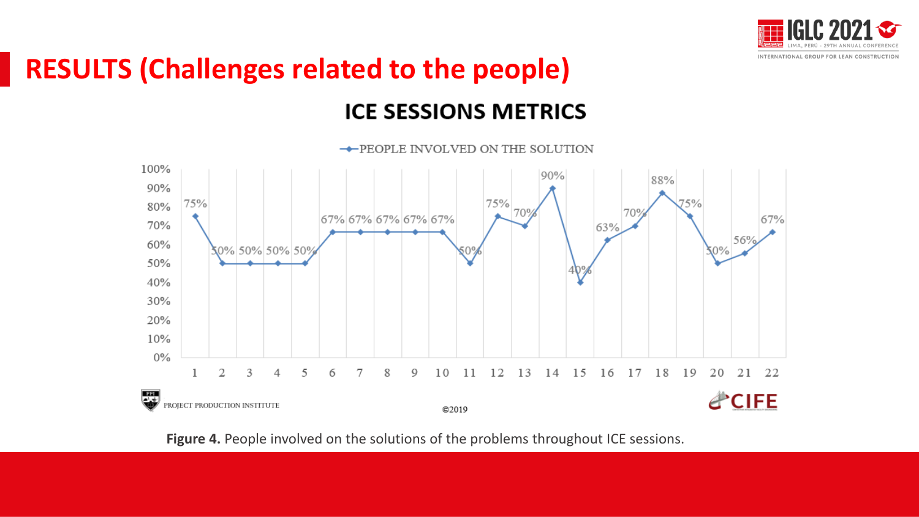# RESULTS (Challenges related to the people)

## ICE SESSIONS METRICS

PEOPLE INVOLVED ON THE SOLUTION

| Session | 1 | 2 | 3 | 4 | 5 | 6 | 7 | 8 | 9 | 10 | 11 | 12 | 13 | 14 | 15 | 16 | 17 | 18 | 19 | 20 | 21 | 22 |
|---|---|---|---|---|---|---|---|---|---|---|---|---|---|---|---|---|---|---|---|---|---|---|
| People involved on the solution | 75% | 50% | 50% | 50% | 50% | 67% | 67% | 67% | 67% | 67% | 50% | 75% | 70% | 90% | 40% | 63% | 70% | 88% | 75% | 50% | 56% | 67% |

PROJECT PRODUCTION INSTITUTE ©2019 CIFE

**Figure 4.** People involved on the solutions of the problems throughout ICE sessions.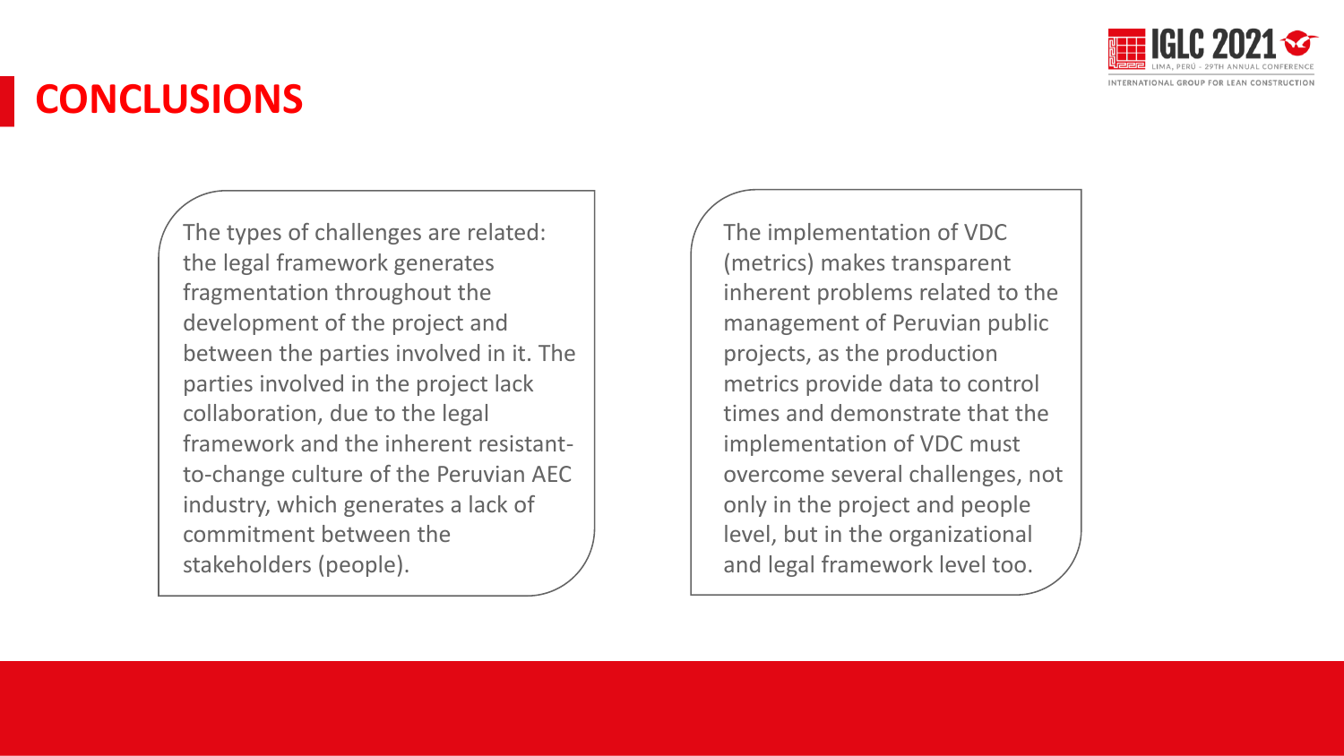# CONCLUSIONS

The types of challenges are related: the legal framework generates fragmentation throughout the development of the project and between the parties involved in it. The parties involved in the project lack collaboration, due to the legal framework and the inherent resistant-to-change culture of the Peruvian AEC industry, which generates a lack of commitment between the stakeholders (people).

The implementation of VDC (metrics) makes transparent inherent problems related to the management of Peruvian public projects, as the production metrics provide data to control times and demonstrate that the implementation of VDC must overcome several challenges, not only in the project and people level, but in the organizational and legal framework level too.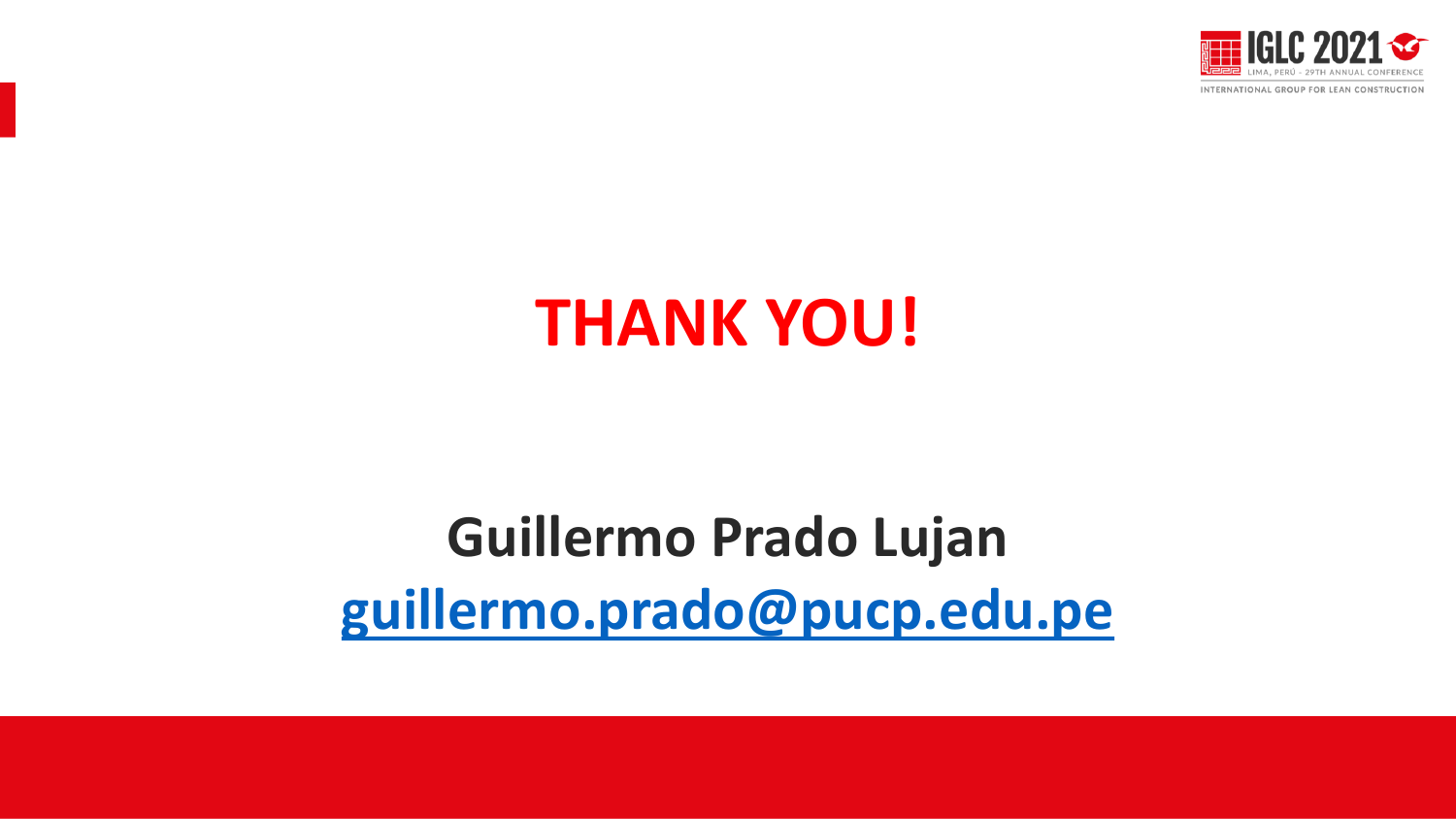# THANK YOU!

**Guillermo Prado Lujan**

**guillermo.prado@pucp.edu.pe**